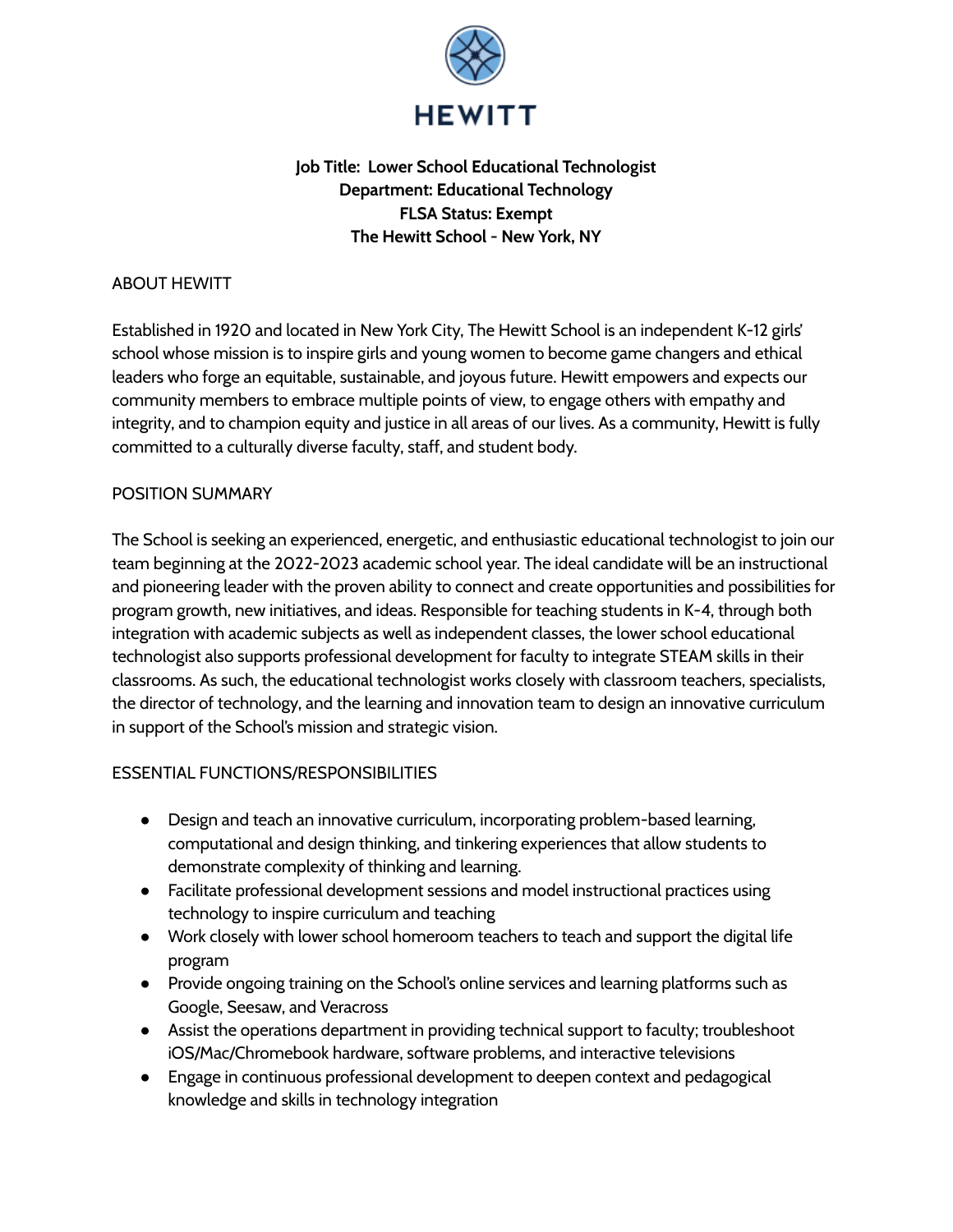**HEWITT**

**Job Title: Lower School Educational Technologist**
**Department: Educational Technology**
**FLSA Status: Exempt**
**The Hewitt School - New York, NY**

## ABOUT HEWITT

Established in 1920 and located in New York City, The Hewitt School is an independent K-12 girls' school whose mission is to inspire girls and young women to become game changers and ethical leaders who forge an equitable, sustainable, and joyous future. Hewitt empowers and expects our community members to embrace multiple points of view, to engage others with empathy and integrity, and to champion equity and justice in all areas of our lives. As a community, Hewitt is fully committed to a culturally diverse faculty, staff, and student body.

## POSITION SUMMARY

The School is seeking an experienced, energetic, and enthusiastic educational technologist to join our team beginning at the 2022-2023 academic school year. The ideal candidate will be an instructional and pioneering leader with the proven ability to connect and create opportunities and possibilities for program growth, new initiatives, and ideas. Responsible for teaching students in K-4, through both integration with academic subjects as well as independent classes, the lower school educational technologist also supports professional development for faculty to integrate STEAM skills in their classrooms. As such, the educational technologist works closely with classroom teachers, specialists, the director of technology, and the learning and innovation team to design an innovative curriculum in support of the School's mission and strategic vision.

## ESSENTIAL FUNCTIONS/RESPONSIBILITIES

- Design and teach an innovative curriculum, incorporating problem-based learning, computational and design thinking, and tinkering experiences that allow students to demonstrate complexity of thinking and learning.
- Facilitate professional development sessions and model instructional practices using technology to inspire curriculum and teaching
- Work closely with lower school homeroom teachers to teach and support the digital life program
- Provide ongoing training on the School's online services and learning platforms such as Google, Seesaw, and Veracross
- Assist the operations department in providing technical support to faculty; troubleshoot iOS/Mac/Chromebook hardware, software problems, and interactive televisions
- Engage in continuous professional development to deepen context and pedagogical knowledge and skills in technology integration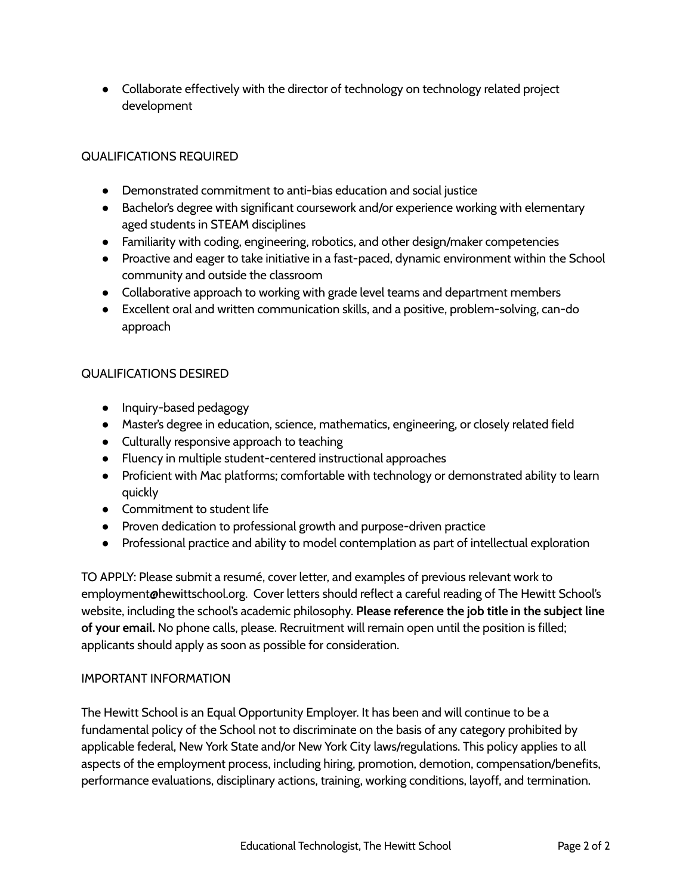- Collaborate effectively with the director of technology on technology related project development

## QUALIFICATIONS REQUIRED

- Demonstrated commitment to anti-bias education and social justice
- Bachelor's degree with significant coursework and/or experience working with elementary aged students in STEAM disciplines
- Familiarity with coding, engineering, robotics, and other design/maker competencies
- Proactive and eager to take initiative in a fast-paced, dynamic environment within the School community and outside the classroom
- Collaborative approach to working with grade level teams and department members
- Excellent oral and written communication skills, and a positive, problem-solving, can-do approach

## QUALIFICATIONS DESIRED

- Inquiry-based pedagogy
- Master's degree in education, science, mathematics, engineering, or closely related field
- Culturally responsive approach to teaching
- Fluency in multiple student-centered instructional approaches
- Proficient with Mac platforms; comfortable with technology or demonstrated ability to learn quickly
- Commitment to student life
- Proven dedication to professional growth and purpose-driven practice
- Professional practice and ability to model contemplation as part of intellectual exploration

TO APPLY: Please submit a resumé, cover letter, and examples of previous relevant work to employment@hewittschool.org. Cover letters should reflect a careful reading of The Hewitt School's website, including the school's academic philosophy. **Please reference the job title in the subject line of your email.** No phone calls, please. Recruitment will remain open until the position is filled; applicants should apply as soon as possible for consideration.

## IMPORTANT INFORMATION

The Hewitt School is an Equal Opportunity Employer. It has been and will continue to be a fundamental policy of the School not to discriminate on the basis of any category prohibited by applicable federal, New York State and/or New York City laws/regulations. This policy applies to all aspects of the employment process, including hiring, promotion, demotion, compensation/benefits, performance evaluations, disciplinary actions, training, working conditions, layoff, and termination.